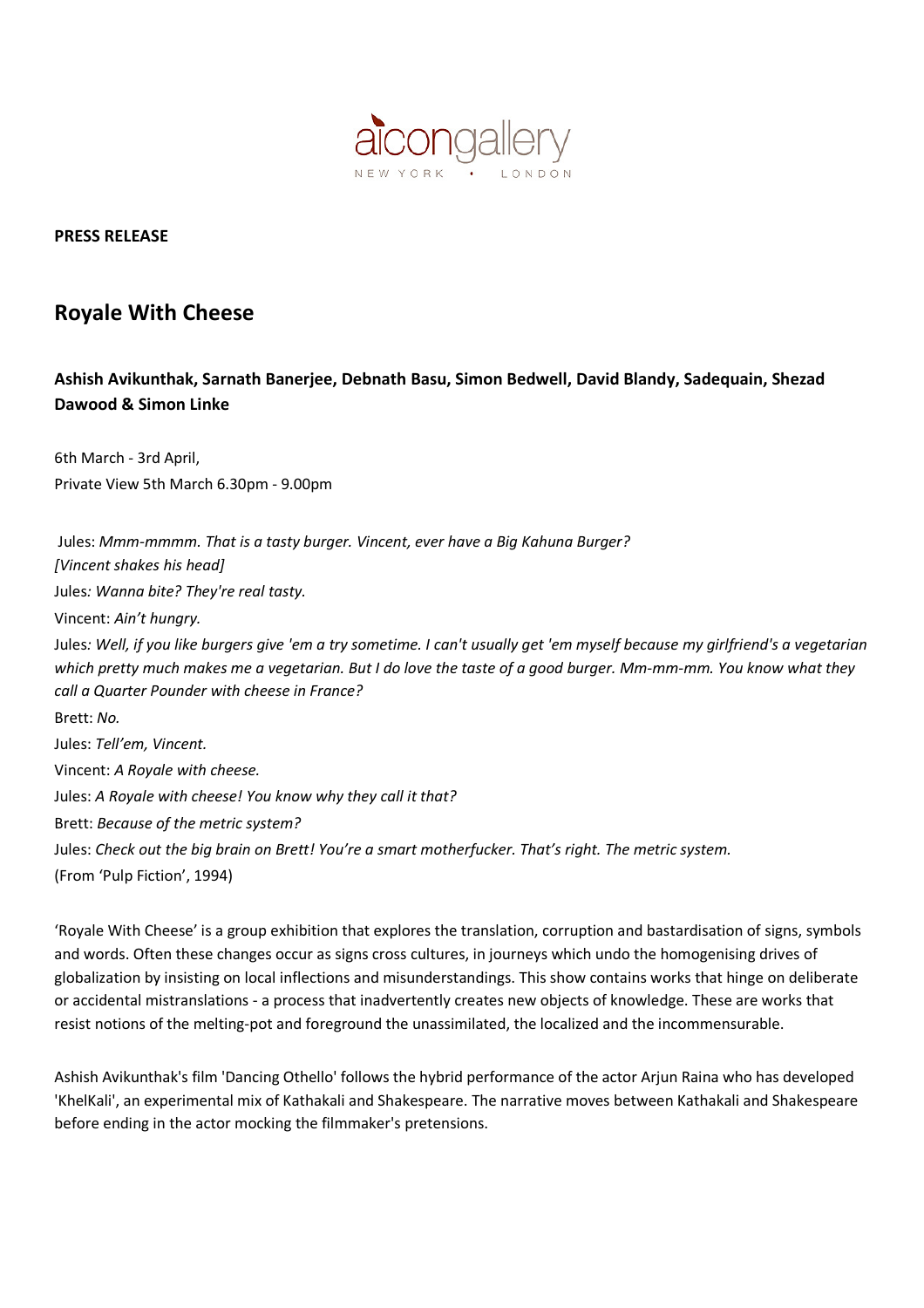aicongallery

NEW YORK • LONDON

**PRESS RELEASE**

# Royale With Cheese

### Ashish Avikunthak, Sarnath Banerjee, Debnath Basu, Simon Bedwell, David Blandy, Sadequain, Shezad Dawood & Simon Linke

6th March - 3rd April,
Private View 5th March 6.30pm - 9.00pm

Jules: *Mmm-mmmm. That is a tasty burger. Vincent, ever have a Big Kahuna Burger?*
*[Vincent shakes his head]*
Jules*: Wanna bite? They're real tasty.*
Vincent: *Ain't hungry.*
Jules*: Well, if you like burgers give 'em a try sometime. I can't usually get 'em myself because my girlfriend's a vegetarian which pretty much makes me a vegetarian. But I do love the taste of a good burger. Mm-mm-mm. You know what they call a Quarter Pounder with cheese in France?*
Brett: *No.*
Jules: *Tell'em, Vincent.*
Vincent: *A Royale with cheese.*
Jules: *A Royale with cheese! You know why they call it that?*
Brett: *Because of the metric system?*
Jules: *Check out the big brain on Brett! You're a smart motherfucker. That's right. The metric system.*
(From 'Pulp Fiction', 1994)

'Royale With Cheese' is a group exhibition that explores the translation, corruption and bastardisation of signs, symbols and words. Often these changes occur as signs cross cultures, in journeys which undo the homogenising drives of globalization by insisting on local inflections and misunderstandings. This show contains works that hinge on deliberate or accidental mistranslations - a process that inadvertently creates new objects of knowledge. These are works that resist notions of the melting-pot and foreground the unassimilated, the localized and the incommensurable.

Ashish Avikunthak's film 'Dancing Othello' follows the hybrid performance of the actor Arjun Raina who has developed 'KhelKali', an experimental mix of Kathakali and Shakespeare. The narrative moves between Kathakali and Shakespeare before ending in the actor mocking the filmmaker's pretensions.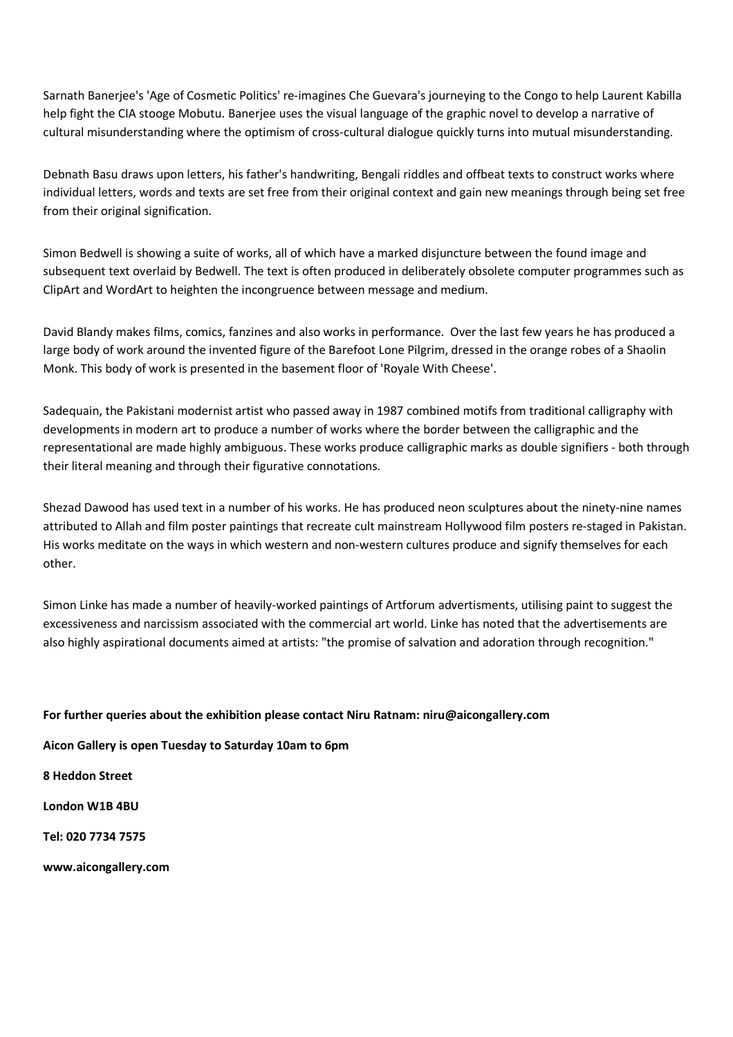Sarnath Banerjee's 'Age of Cosmetic Politics' re-imagines Che Guevara's journeying to the Congo to help Laurent Kabilla help fight the CIA stooge Mobutu. Banerjee uses the visual language of the graphic novel to develop a narrative of cultural misunderstanding where the optimism of cross-cultural dialogue quickly turns into mutual misunderstanding.

Debnath Basu draws upon letters, his father's handwriting, Bengali riddles and offbeat texts to construct works where individual letters, words and texts are set free from their original context and gain new meanings through being set free from their original signification.

Simon Bedwell is showing a suite of works, all of which have a marked disjuncture between the found image and subsequent text overlaid by Bedwell. The text is often produced in deliberately obsolete computer programmes such as ClipArt and WordArt to heighten the incongruence between message and medium.

David Blandy makes films, comics, fanzines and also works in performance.  Over the last few years he has produced a large body of work around the invented figure of the Barefoot Lone Pilgrim, dressed in the orange robes of a Shaolin Monk. This body of work is presented in the basement floor of 'Royale With Cheese'.

Sadequain, the Pakistani modernist artist who passed away in 1987 combined motifs from traditional calligraphy with developments in modern art to produce a number of works where the border between the calligraphic and the representational are made highly ambiguous. These works produce calligraphic marks as double signifiers - both through their literal meaning and through their figurative connotations.

Shezad Dawood has used text in a number of his works. He has produced neon sculptures about the ninety-nine names attributed to Allah and film poster paintings that recreate cult mainstream Hollywood film posters re-staged in Pakistan. His works meditate on the ways in which western and non-western cultures produce and signify themselves for each other.

Simon Linke has made a number of heavily-worked paintings of Artforum advertisments, utilising paint to suggest the excessiveness and narcissism associated with the commercial art world. Linke has noted that the advertisements are also highly aspirational documents aimed at artists: "the promise of salvation and adoration through recognition."

**For further queries about the exhibition please contact Niru Ratnam: niru@aicongallery.com**

**Aicon Gallery is open Tuesday to Saturday 10am to 6pm**

**8 Heddon Street**

**London W1B 4BU**

**Tel: 020 7734 7575**

**www.aicongallery.com**